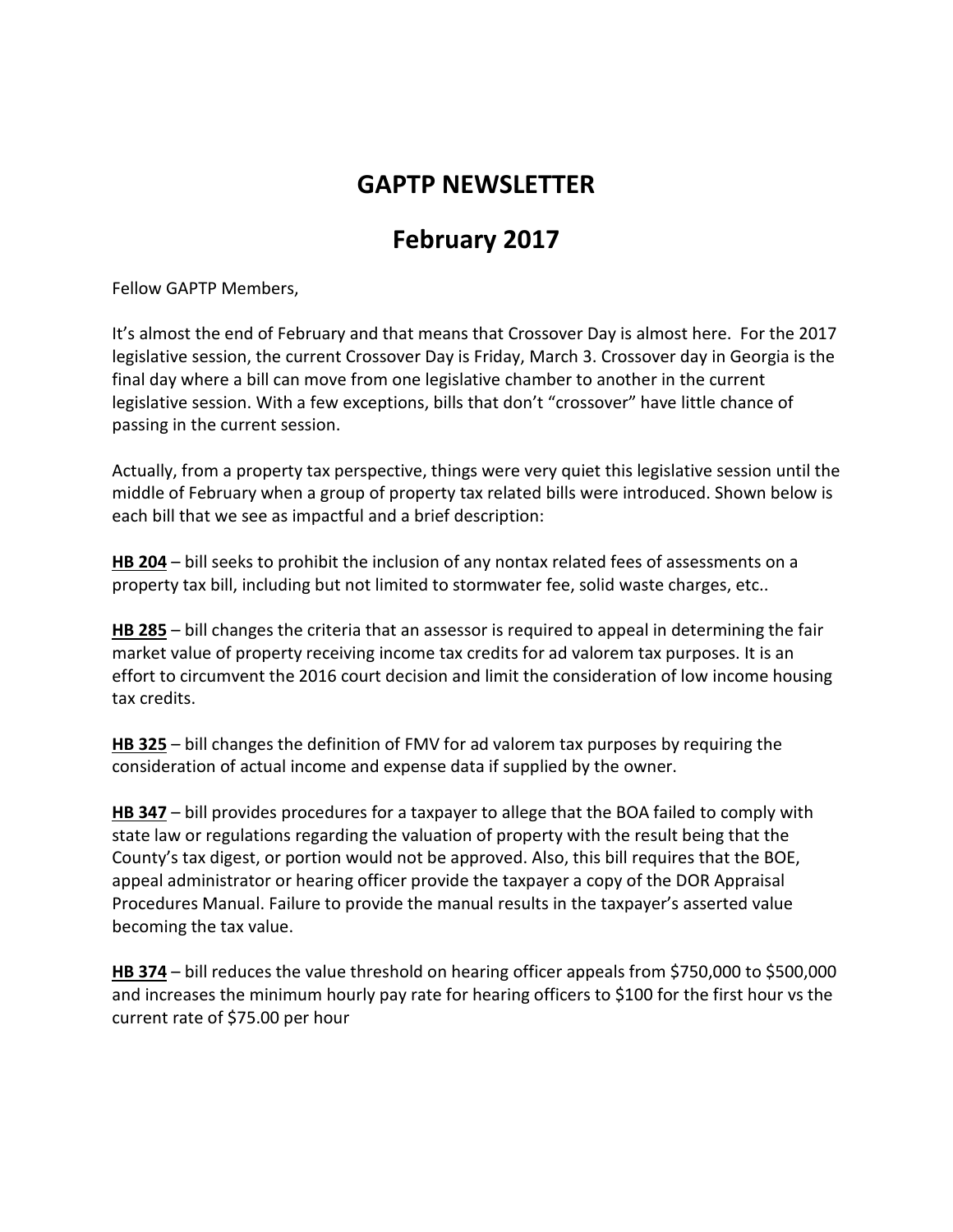# GAPTP NEWSLETTER

# February 2017

Fellow GAPTP Members,

It's almost the end of February and that means that Crossover Day is almost here. For the 2017 legislative session, the current Crossover Day is Friday, March 3. Crossover day in Georgia is the final day where a bill can move from one legislative chamber to another in the current legislative session. With a few exceptions, bills that don't "crossover" have little chance of passing in the current session.

Actually, from a property tax perspective, things were very quiet this legislative session until the middle of February when a group of property tax related bills were introduced. Shown below is each bill that we see as impactful and a brief description:

**HB 204** – bill seeks to prohibit the inclusion of any nontax related fees of assessments on a property tax bill, including but not limited to stormwater fee, solid waste charges, etc..

**HB 285** – bill changes the criteria that an assessor is required to appeal in determining the fair market value of property receiving income tax credits for ad valorem tax purposes. It is an effort to circumvent the 2016 court decision and limit the consideration of low income housing tax credits.

**HB 325** – bill changes the definition of FMV for ad valorem tax purposes by requiring the consideration of actual income and expense data if supplied by the owner.

**HB 347** – bill provides procedures for a taxpayer to allege that the BOA failed to comply with state law or regulations regarding the valuation of property with the result being that the County's tax digest, or portion would not be approved. Also, this bill requires that the BOE, appeal administrator or hearing officer provide the taxpayer a copy of the DOR Appraisal Procedures Manual. Failure to provide the manual results in the taxpayer's asserted value becoming the tax value.

**HB 374** – bill reduces the value threshold on hearing officer appeals from $750,000 to $500,000 and increases the minimum hourly pay rate for hearing officers to $100 for the first hour vs the current rate of $75.00 per hour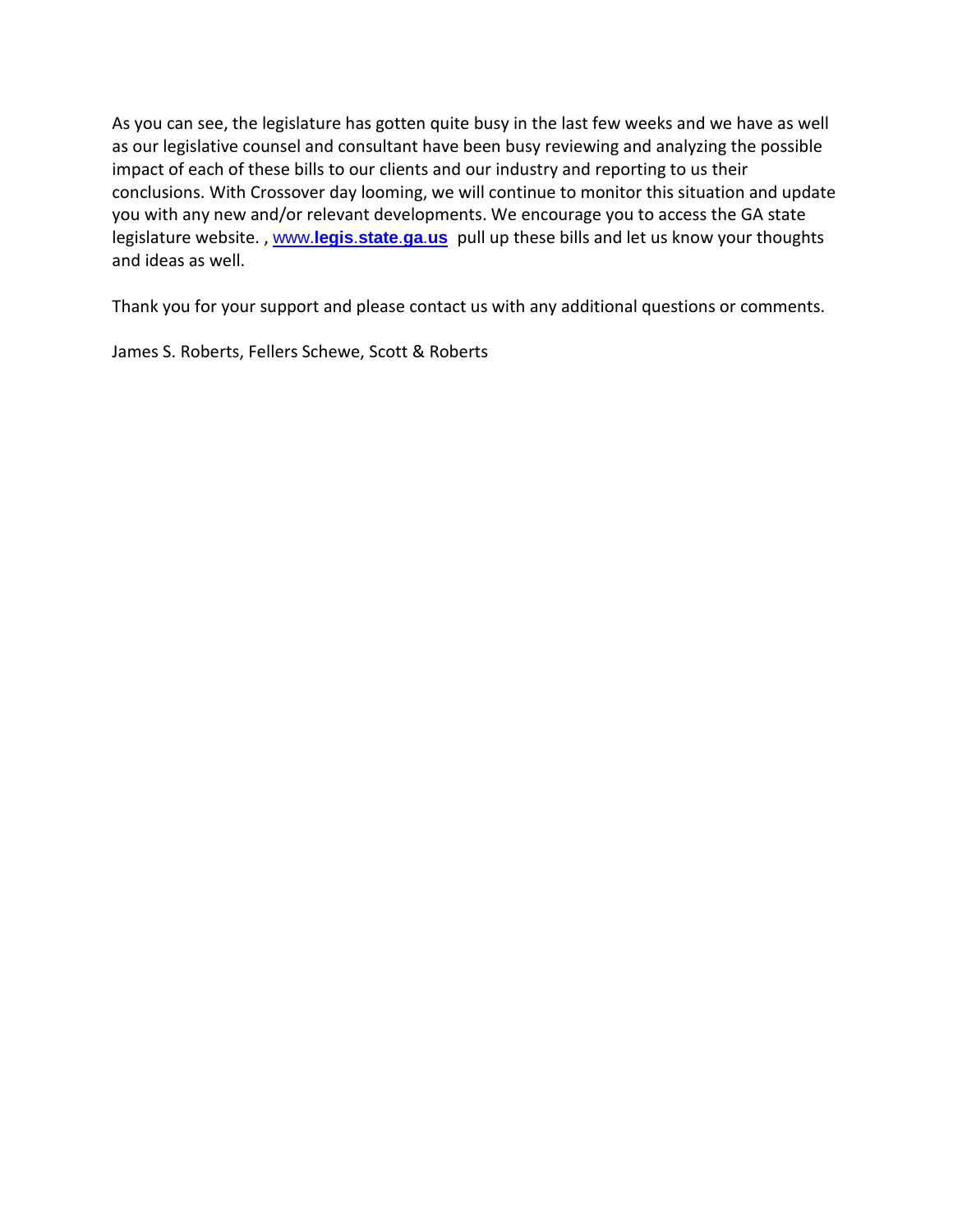As you can see, the legislature has gotten quite busy in the last few weeks and we have as well as our legislative counsel and consultant have been busy reviewing and analyzing the possible impact of each of these bills to our clients and our industry and reporting to us their conclusions. With Crossover day looming, we will continue to monitor this situation and update you with any new and/or relevant developments. We encourage you to access the GA state legislature website. , [www.**legis**.**state**.**ga**.**us**](http://www.legis.state.ga.us) pull up these bills and let us know your thoughts and ideas as well.

Thank you for your support and please contact us with any additional questions or comments.

James S. Roberts, Fellers Schewe, Scott & Roberts